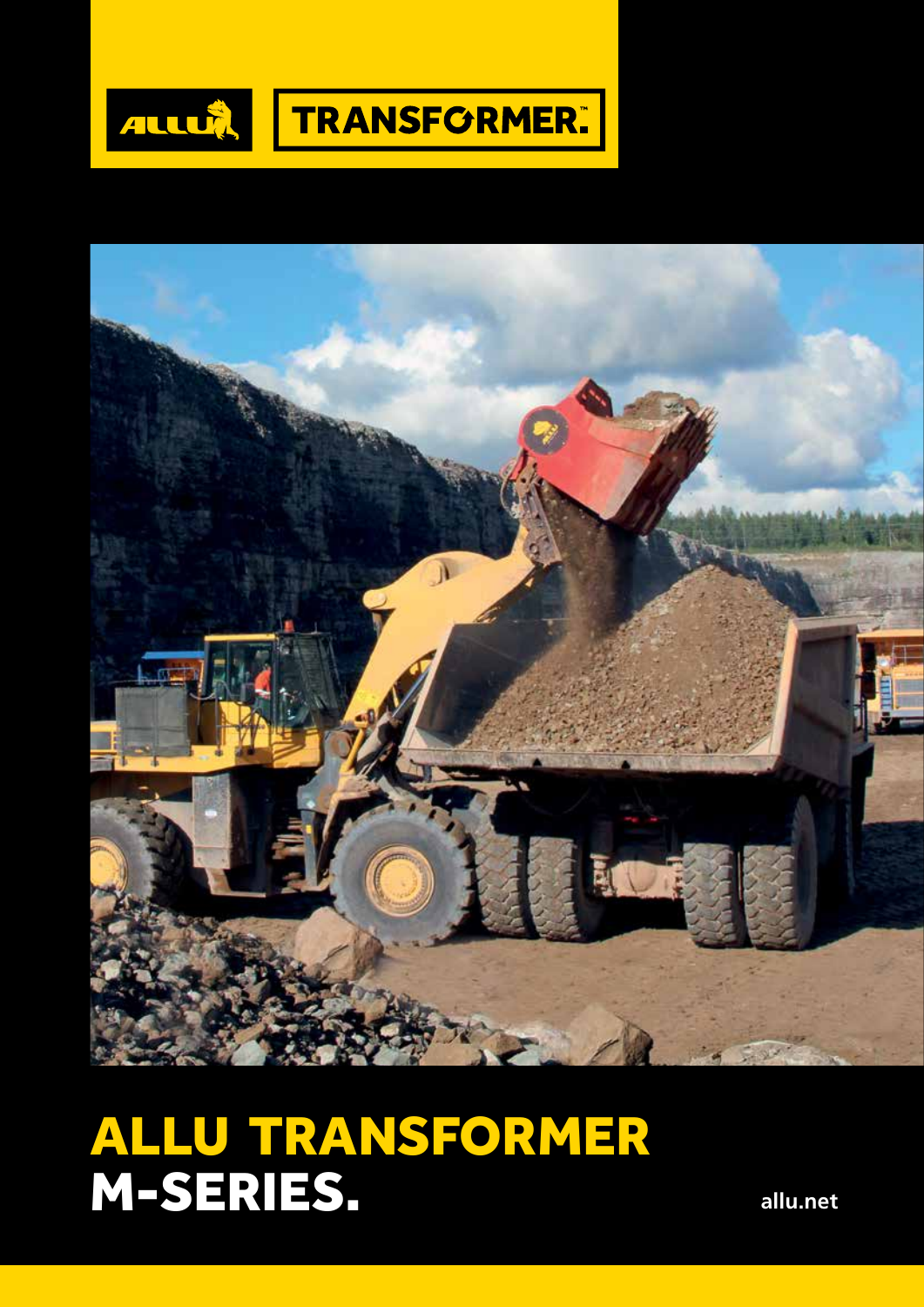ALLU TRANSFORMER™

# ALLU TRANSFORMER M-SERIES.

allu.net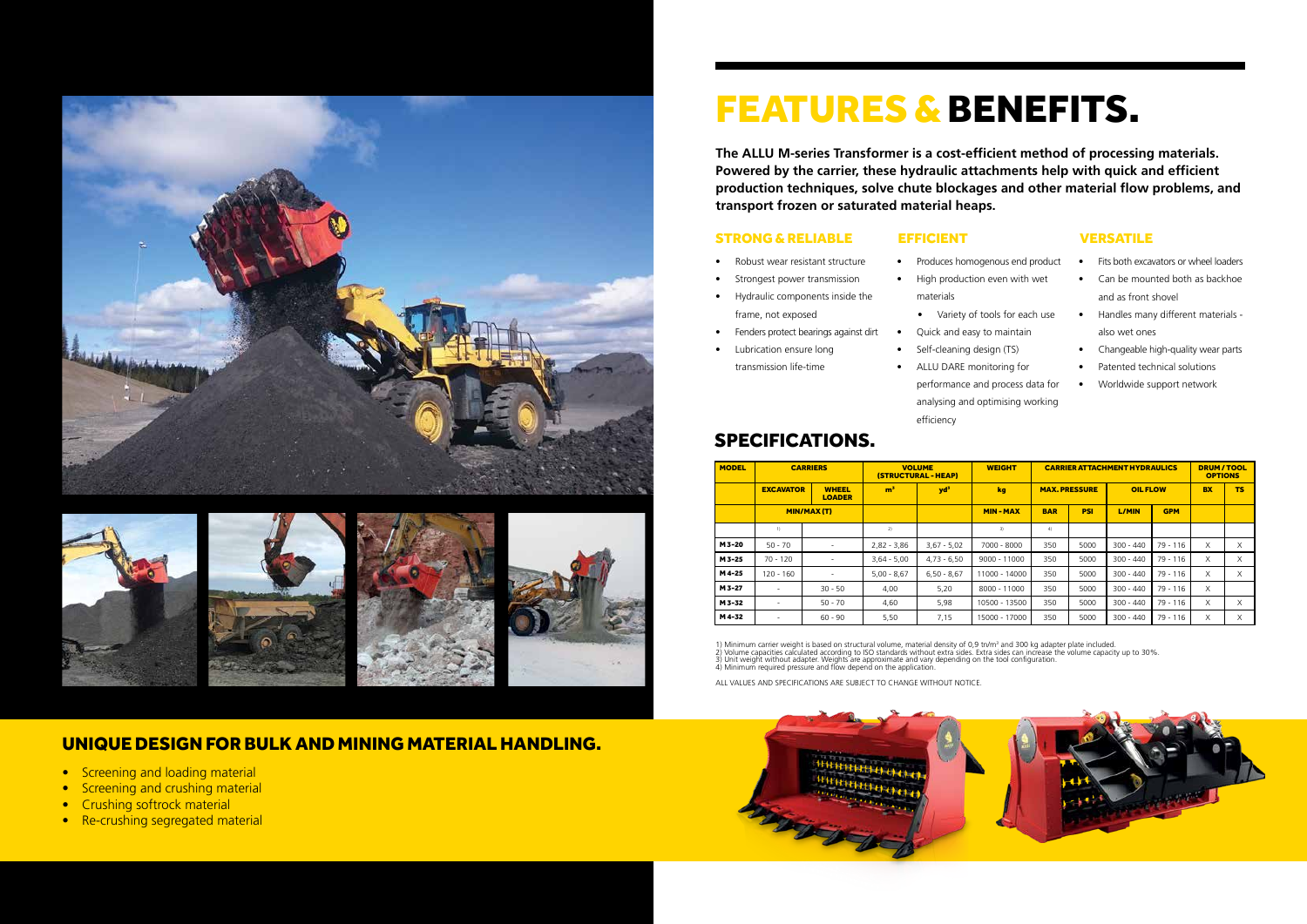# FEATURES & BENEFITS.

**The ALLU M-series Transformer is a cost-efficient method of processing materials. Powered by the carrier, these hydraulic attachments help with quick and efficient production techniques, solve chute blockages and other material flow problems, and transport frozen or saturated material heaps.**

### STRONG & RELIABLE

- Robust wear resistant structure
- Strongest power transmission
- Hydraulic components inside the frame, not exposed
- Fenders protect bearings against dirt
- Lubrication ensure long transmission life-time

### EFFICIENT

- Produces homogenous end product
- High production even with wet materials
  - Variety of tools for each use
- Quick and easy to maintain
- Self-cleaning design (TS)
- ALLU DARE monitoring for performance and process data for analysing and optimising working efficiency

### VERSATILE

- Fits both excavators or wheel loaders
- Can be mounted both as backhoe and as front shovel
- Handles many different materials - also wet ones
- Changeable high-quality wear parts
- Patented technical solutions
- Worldwide support network

## SPECIFICATIONS.

| MODEL | CARRIERS | | VOLUME (STRUCTURAL - HEAP) | | WEIGHT | CARRIER ATTACHMENT HYDRAULICS | | | | DRUM / TOOL OPTIONS | |
|---|---|---|---|---|---|---|---|---|---|---|---|
| | EXCAVATOR | WHEEL LOADER | m³ | yd³ | kg | MAX. PRESSURE | | OIL FLOW | | BX | TS |
| | MIN/MAX (T) | | | | MIN - MAX | BAR | PSI | L/MIN | GPM | | |
| | 1) | | 2) | | 3) | 4) | | | | | |
| M3-20 | 50 - 70 | - | 2,82 - 3,86 | 3,67 - 5,02 | 7000 - 8000 | 350 | 5000 | 300 - 440 | 79 - 116 | X | X |
| M3-25 | 70 - 120 | - | 3,64 - 5,00 | 4,73 - 6,50 | 9000 - 11000 | 350 | 5000 | 300 - 440 | 79 - 116 | X | X |
| M4-25 | 120 - 160 | - | 5,00 - 8,67 | 6,50 - 8,67 | 11000 - 14000 | 350 | 5000 | 300 - 440 | 79 - 116 | X | X |
| M3-27 | - | 30 - 50 | 4,00 | 5,20 | 8000 - 11000 | 350 | 5000 | 300 - 440 | 79 - 116 | X | |
| M3-32 | - | 50 - 70 | 4,60 | 5,98 | 10500 - 13500 | 350 | 5000 | 300 - 440 | 79 - 116 | X | X |
| M4-32 | - | 60 - 90 | 5,50 | 7,15 | 15000 - 17000 | 350 | 5000 | 300 - 440 | 79 - 116 | X | X |

1) Minimum carrier weight is based on structural volume, material density of 0,9 tn/m³ and 300 kg adapter plate included.
2) Volume capacities calculated according to ISO standards without extra sides. Extra sides can increase the volume capacity up to 30%.
3) Unit weight without adapter. Weights are approximate and vary depending on the tool configuration.
4) Minimum required pressure and flow depend on the application.

ALL VALUES AND SPECIFICATIONS ARE SUBJECT TO CHANGE WITHOUT NOTICE.

## UNIQUE DESIGN FOR BULK AND MINING MATERIAL HANDLING.

- Screening and loading material
- Screening and crushing material
- Crushing softrock material
- Re-crushing segregated material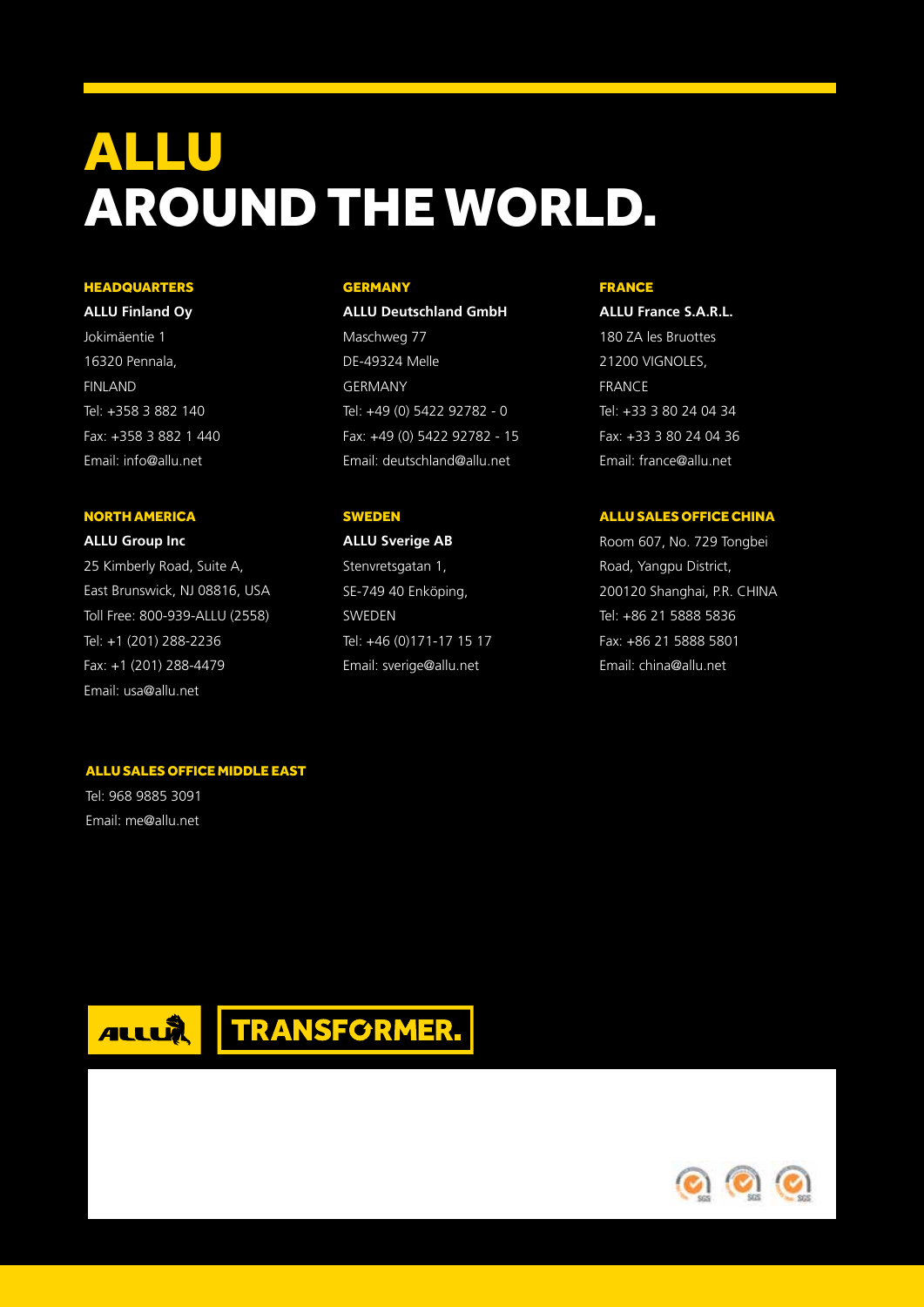# ALLU
# AROUND THE WORLD.

### HEADQUARTERS

**ALLU Finland Oy**
Jokimäentie 1
16320 Pennala,
FINLAND
Tel: +358 3 882 140
Fax: +358 3 882 1 440
Email: info@allu.net

### GERMANY

**ALLU Deutschland GmbH**
Maschweg 77
DE-49324 Melle
GERMANY
Tel: +49 (0) 5422 92782 - 0
Fax: +49 (0) 5422 92782 - 15
Email: deutschland@allu.net

### FRANCE

**ALLU France S.A.R.L.**
180 ZA les Bruottes
21200 VIGNOLES,
FRANCE
Tel: +33 3 80 24 04 34
Fax: +33 3 80 24 04 36
Email: france@allu.net

### NORTH AMERICA

**ALLU Group Inc**
25 Kimberly Road, Suite A,
East Brunswick, NJ 08816, USA
Toll Free: 800-939-ALLU (2558)
Tel: +1 (201) 288-2236
Fax: +1 (201) 288-4479
Email: usa@allu.net

### SWEDEN

**ALLU Sverige AB**
Stenvretsgatan 1,
SE-749 40 Enköping,
SWEDEN
Tel: +46 (0)171-17 15 17
Email: sverige@allu.net

### ALLU SALES OFFICE CHINA

Room 607, No. 729 Tongbei
Road, Yangpu District,
200120 Shanghai, P.R. CHINA
Tel: +86 21 5888 5836
Fax: +86 21 5888 5801
Email: china@allu.net

### ALLU SALES OFFICE MIDDLE EAST

Tel: 968 9885 3091
Email: me@allu.net

ALLU TRANSFORMER.